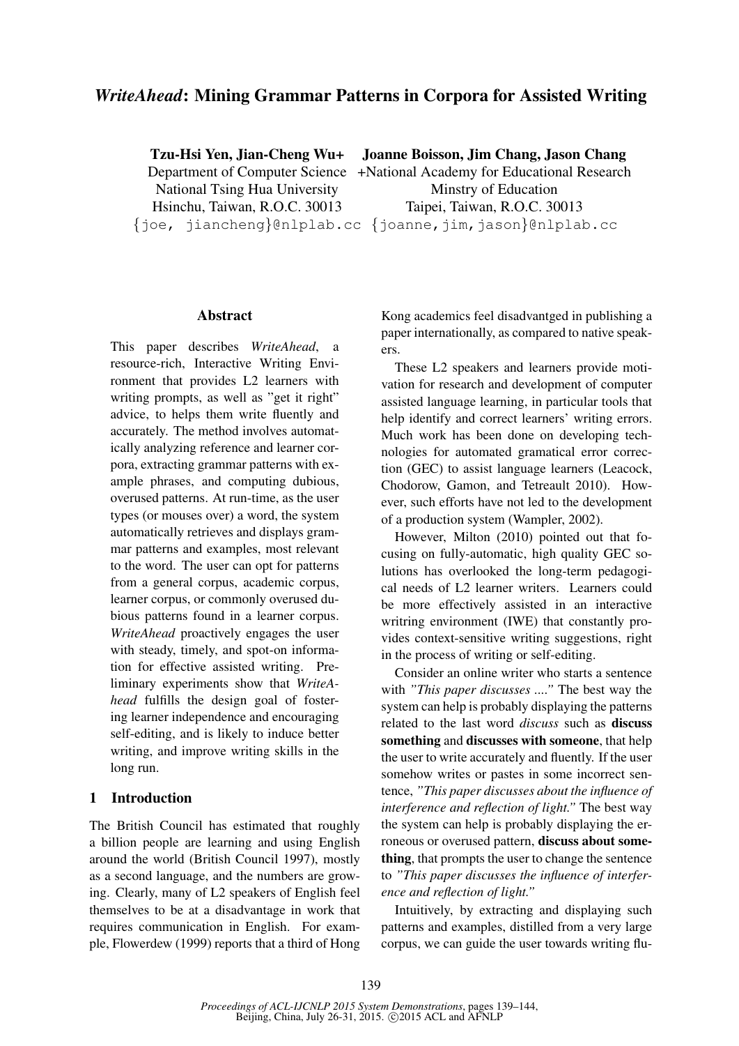# *WriteAhead*: Mining Grammar Patterns in Corpora for Assisted Writing

**Tzu-Hsi Yen, Jian-Cheng Wu+**
Department of Computer Science
National Tsing Hua University
Hsinchu, Taiwan, R.O.C. 30013
{joe, jiancheng}@nlplab.cc

**Joanne Boisson, Jim Chang, Jason Chang**
+National Academy for Educational Research
Minstry of Education
Taipei, Taiwan, R.O.C. 30013
{joanne,jim,jason}@nlplab.cc

## Abstract

This paper describes *WriteAhead*, a resource-rich, Interactive Writing Environment that provides L2 learners with writing prompts, as well as "get it right" advice, to helps them write fluently and accurately. The method involves automatically analyzing reference and learner corpora, extracting grammar patterns with example phrases, and computing dubious, overused patterns. At run-time, as the user types (or mouses over) a word, the system automatically retrieves and displays grammar patterns and examples, most relevant to the word. The user can opt for patterns from a general corpus, academic corpus, learner corpus, or commonly overused dubious patterns found in a learner corpus. *WriteAhead* proactively engages the user with steady, timely, and spot-on information for effective assisted writing. Preliminary experiments show that *WriteAhead* fulfills the design goal of fostering learner independence and encouraging self-editing, and is likely to induce better writing, and improve writing skills in the long run.

## 1 Introduction

The British Council has estimated that roughly a billion people are learning and using English around the world (British Council 1997), mostly as a second language, and the numbers are growing. Clearly, many of L2 speakers of English feel themselves to be at a disadvantage in work that requires communication in English. For example, Flowerdew (1999) reports that a third of Hong Kong academics feel disadvantged in publishing a paper internationally, as compared to native speakers.

These L2 speakers and learners provide motivation for research and development of computer assisted language learning, in particular tools that help identify and correct learners' writing errors. Much work has been done on developing technologies for automated gramatical error correction (GEC) to assist language learners (Leacock, Chodorow, Gamon, and Tetreault 2010). However, such efforts have not led to the development of a production system (Wampler, 2002).

However, Milton (2010) pointed out that focusing on fully-automatic, high quality GEC solutions has overlooked the long-term pedagogical needs of L2 learner writers. Learners could be more effectively assisted in an interactive writring environment (IWE) that constantly provides context-sensitive writing suggestions, right in the process of writing or self-editing.

Consider an online writer who starts a sentence with *"This paper discusses ...."* The best way the system can help is probably displaying the patterns related to the last word *discuss* such as **discuss something** and **discusses with someone**, that help the user to write accurately and fluently. If the user somehow writes or pastes in some incorrect sentence, *"This paper discusses about the influence of interference and reflection of light."* The best way the system can help is probably displaying the erroneous or overused pattern, **discuss about something**, that prompts the user to change the sentence to *"This paper discusses the influence of interference and reflection of light."*

Intuitively, by extracting and displaying such patterns and examples, distilled from a very large corpus, we can guide the user towards writing flu-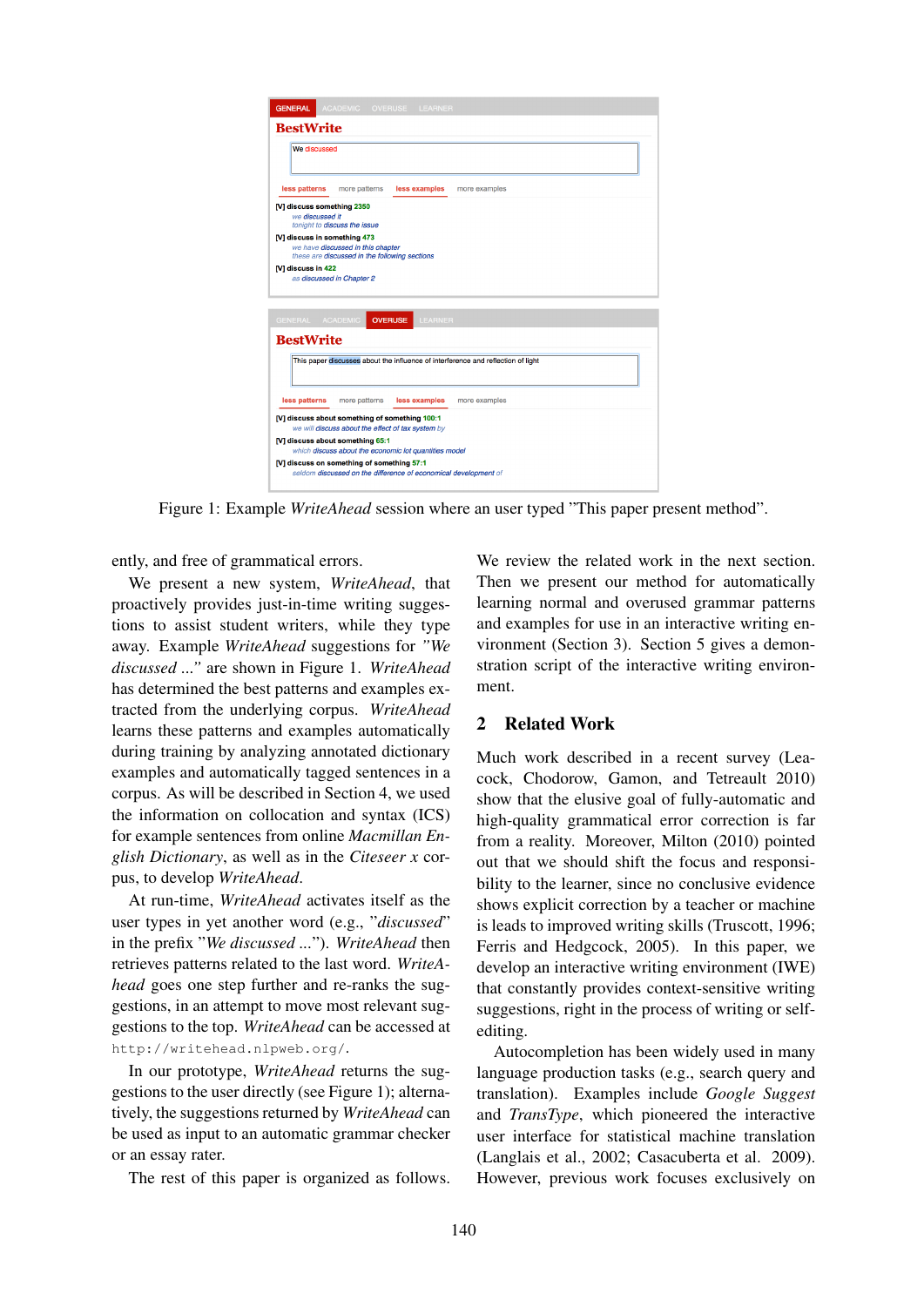Figure 1: Example *WriteAhead* session where an user typed "This paper present method".

ently, and free of grammatical errors.

We present a new system, *WriteAhead*, that proactively provides just-in-time writing suggestions to assist student writers, while they type away. Example *WriteAhead* suggestions for *"We discussed ..."* are shown in Figure 1. *WriteAhead* has determined the best patterns and examples extracted from the underlying corpus. *WriteAhead* learns these patterns and examples automatically during training by analyzing annotated dictionary examples and automatically tagged sentences in a corpus. As will be described in Section 4, we used the information on collocation and syntax (ICS) for example sentences from online *Macmillan English Dictionary*, as well as in the *Citeseer x* corpus, to develop *WriteAhead*.

At run-time, *WriteAhead* activates itself as the user types in yet another word (e.g., *"discussed"* in the prefix *"We discussed ..."*). *WriteAhead* then retrieves patterns related to the last word. *WriteAhead* goes one step further and re-ranks the suggestions, in an attempt to move most relevant suggestions to the top. *WriteAhead* can be accessed at http://writehead.nlpweb.org/.

In our prototype, *WriteAhead* returns the suggestions to the user directly (see Figure 1); alternatively, the suggestions returned by *WriteAhead* can be used as input to an automatic grammar checker or an essay rater.

The rest of this paper is organized as follows. We review the related work in the next section. Then we present our method for automatically learning normal and overused grammar patterns and examples for use in an interactive writing environment (Section 3). Section 5 gives a demonstration script of the interactive writing environment.

## 2 Related Work

Much work described in a recent survey (Leacock, Chodorow, Gamon, and Tetreault 2010) show that the elusive goal of fully-automatic and high-quality grammatical error correction is far from a reality. Moreover, Milton (2010) pointed out that we should shift the focus and responsibility to the learner, since no conclusive evidence shows explicit correction by a teacher or machine is leads to improved writing skills (Truscott, 1996; Ferris and Hedgcock, 2005). In this paper, we develop an interactive writing environment (IWE) that constantly provides context-sensitive writing suggestions, right in the process of writing or self-editing.

Autocompletion has been widely used in many language production tasks (e.g., search query and translation). Examples include *Google Suggest* and *TransType*, which pioneered the interactive user interface for statistical machine translation (Langlais et al., 2002; Casacuberta et al. 2009). However, previous work focuses exclusively on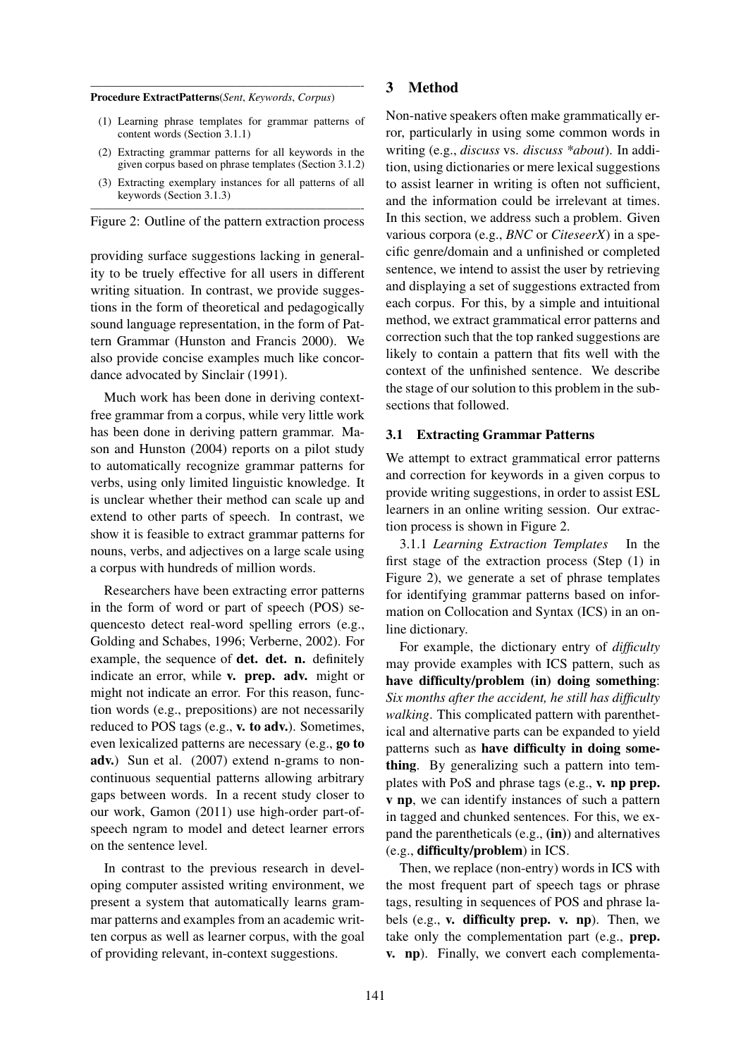**Procedure ExtractPatterns**(*Sent*, *Keywords*, *Corpus*)

(1) Learning phrase templates for grammar patterns of content words (Section 3.1.1)

(2) Extracting grammar patterns for all keywords in the given corpus based on phrase templates (Section 3.1.2)

(3) Extracting exemplary instances for all patterns of all keywords (Section 3.1.3)

Figure 2: Outline of the pattern extraction process

providing surface suggestions lacking in generality to be truely effective for all users in different writing situation. In contrast, we provide suggestions in the form of theoretical and pedagogically sound language representation, in the form of Pattern Grammar (Hunston and Francis 2000). We also provide concise examples much like concordance advocated by Sinclair (1991).

Much work has been done in deriving context-free grammar from a corpus, while very little work has been done in deriving pattern grammar. Mason and Hunston (2004) reports on a pilot study to automatically recognize grammar patterns for verbs, using only limited linguistic knowledge. It is unclear whether their method can scale up and extend to other parts of speech. In contrast, we show it is feasible to extract grammar patterns for nouns, verbs, and adjectives on a large scale using a corpus with hundreds of million words.

Researchers have been extracting error patterns in the form of word or part of speech (POS) sequencesto detect real-word spelling errors (e.g., Golding and Schabes, 1996; Verberne, 2002). For example, the sequence of **det. det. n.** definitely indicate an error, while **v. prep. adv.** might or might not indicate an error. For this reason, function words (e.g., prepositions) are not necessarily reduced to POS tags (e.g., **v. to adv.**). Sometimes, even lexicalized patterns are necessary (e.g., **go to adv.**) Sun et al. (2007) extend n-grams to non-continuous sequential patterns allowing arbitrary gaps between words. In a recent study closer to our work, Gamon (2011) use high-order part-of-speech ngram to model and detect learner errors on the sentence level.

In contrast to the previous research in developing computer assisted writing environment, we present a system that automatically learns grammar patterns and examples from an academic written corpus as well as learner corpus, with the goal of providing relevant, in-context suggestions.

## 3 Method

Non-native speakers often make grammatically error, particularly in using some common words in writing (e.g., *discuss* vs. *discuss *about*). In addition, using dictionaries or mere lexical suggestions to assist learner in writing is often not sufficient, and the information could be irrelevant at times. In this section, we address such a problem. Given various corpora (e.g., *BNC* or *CiteseerX*) in a specific genre/domain and a unfinished or completed sentence, we intend to assist the user by retrieving and displaying a set of suggestions extracted from each corpus. For this, by a simple and intuitional method, we extract grammatical error patterns and correction such that the top ranked suggestions are likely to contain a pattern that fits well with the context of the unfinished sentence. We describe the stage of our solution to this problem in the subsections that followed.

### 3.1 Extracting Grammar Patterns

We attempt to extract grammatical error patterns and correction for keywords in a given corpus to provide writing suggestions, in order to assist ESL learners in an online writing session. Our extraction process is shown in Figure 2.

3.1.1 *Learning Extraction Templates* In the first stage of the extraction process (Step (1) in Figure 2), we generate a set of phrase templates for identifying grammar patterns based on information on Collocation and Syntax (ICS) in an online dictionary.

For example, the dictionary entry of *difficulty* may provide examples with ICS pattern, such as **have difficulty/problem (in) doing something**: *Six months after the accident, he still has difficulty walking*. This complicated pattern with parenthetical and alternative parts can be expanded to yield patterns such as **have difficulty in doing something**. By generalizing such a pattern into templates with PoS and phrase tags (e.g., **v. np prep. v np**, we can identify instances of such a pattern in tagged and chunked sentences. For this, we expand the parentheticals (e.g., **(in)**) and alternatives (e.g., **difficulty/problem**) in ICS.

Then, we replace (non-entry) words in ICS with the most frequent part of speech tags or phrase tags, resulting in sequences of POS and phrase labels (e.g., **v. difficulty prep. v. np**). Then, we take only the complementation part (e.g., **prep. v. np**). Finally, we convert each complementa-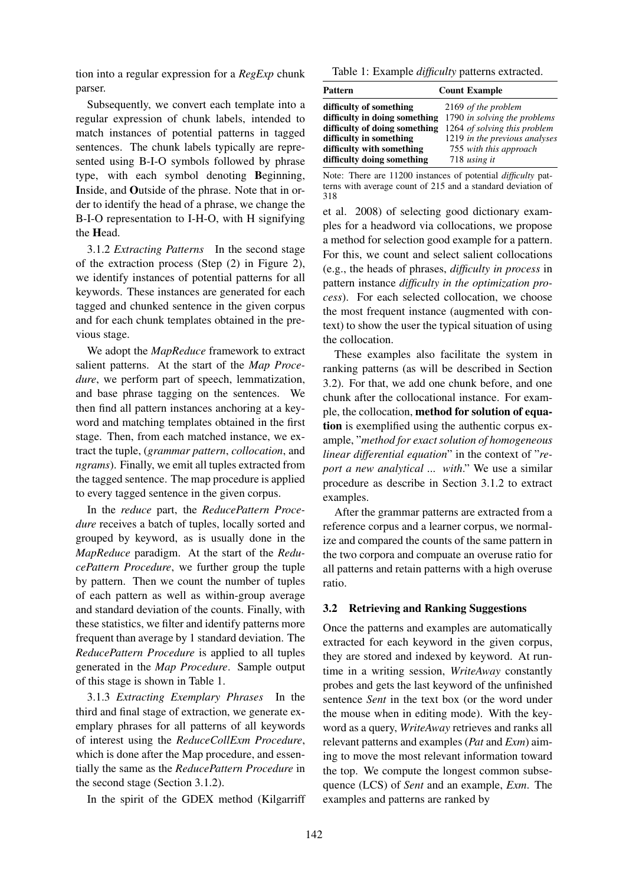tion into a regular expression for a *RegExp* chunk parser.

Subsequently, we convert each template into a regular expression of chunk labels, intended to match instances of potential patterns in tagged sentences. The chunk labels typically are represented using B-I-O symbols followed by phrase type, with each symbol denoting **B**eginning, **I**nside, and **O**utside of the phrase. Note that in order to identify the head of a phrase, we change the B-I-O representation to I-H-O, with H signifying the **H**ead.

3.1.2 *Extracting Patterns* In the second stage of the extraction process (Step (2) in Figure 2), we identify instances of potential patterns for all keywords. These instances are generated for each tagged and chunked sentence in the given corpus and for each chunk templates obtained in the previous stage.

We adopt the *MapReduce* framework to extract salient patterns. At the start of the *Map Procedure*, we perform part of speech, lemmatization, and base phrase tagging on the sentences. We then find all pattern instances anchoring at a keyword and matching templates obtained in the first stage. Then, from each matched instance, we extract the tuple, (*grammar pattern*, *collocation*, and *ngrams*). Finally, we emit all tuples extracted from the tagged sentence. The map procedure is applied to every tagged sentence in the given corpus.

In the *reduce* part, the *ReducePattern Procedure* receives a batch of tuples, locally sorted and grouped by keyword, as is usually done in the *MapReduce* paradigm. At the start of the *ReducePattern Procedure*, we further group the tuple by pattern. Then we count the number of tuples of each pattern as well as within-group average and standard deviation of the counts. Finally, with these statistics, we filter and identify patterns more frequent than average by 1 standard deviation. The *ReducePattern Procedure* is applied to all tuples generated in the *Map Procedure*. Sample output of this stage is shown in Table 1.

Table 1: Example *difficulty* patterns extracted.

| Pattern | Count Example |
|---|---|
| **difficulty of something** | 2169 *of the problem* |
| **difficulty in doing something** | 1790 *in solving the problems* |
| **difficulty of doing something** | 1264 *of solving this problem* |
| **difficulty in something** | 1219 *in the previous analyses* |
| **difficulty with something** | 755 *with this approach* |
| **difficulty doing something** | 718 *using it* |

Note: There are 11200 instances of potential *difficulty* patterns with average count of 215 and a standard deviation of 318

3.1.3 *Extracting Exemplary Phrases* In the third and final stage of extraction, we generate exemplary phrases for all patterns of all keywords of interest using the *ReduceCollExm Procedure*, which is done after the Map procedure, and essentially the same as the *ReducePattern Procedure* in the second stage (Section 3.1.2).

In the spirit of the GDEX method (Kilgarriff et al. 2008) of selecting good dictionary examples for a headword via collocations, we propose a method for selection good example for a pattern. For this, we count and select salient collocations (e.g., the heads of phrases, *difficulty in process* in pattern instance *difficulty in the optimization process*). For each selected collocation, we choose the most frequent instance (augmented with context) to show the user the typical situation of using the collocation.

These examples also facilitate the system in ranking patterns (as will be described in Section 3.2). For that, we add one chunk before, and one chunk after the collocational instance. For example, the collocation, **method for solution of equation** is exemplified using the authentic corpus example, "*method for exact solution of homogeneous linear differential equation*" in the context of "*report a new analytical ... with*." We use a similar procedure as describe in Section 3.1.2 to extract examples.

After the grammar patterns are extracted from a reference corpus and a learner corpus, we normalize and compared the counts of the same pattern in the two corpora and compuate an overuse ratio for all patterns and retain patterns with a high overuse ratio.

### 3.2 Retrieving and Ranking Suggestions

Once the patterns and examples are automatically extracted for each keyword in the given corpus, they are stored and indexed by keyword. At run-time in a writing session, *WriteAway* constantly probes and gets the last keyword of the unfinished sentence *Sent* in the text box (or the word under the mouse when in editing mode). With the keyword as a query, *WriteAway* retrieves and ranks all relevant patterns and examples (*Pat* and *Exm*) aiming to move the most relevant information toward the top. We compute the longest common subsequence (LCS) of *Sent* and an example, *Exm*. The examples and patterns are ranked by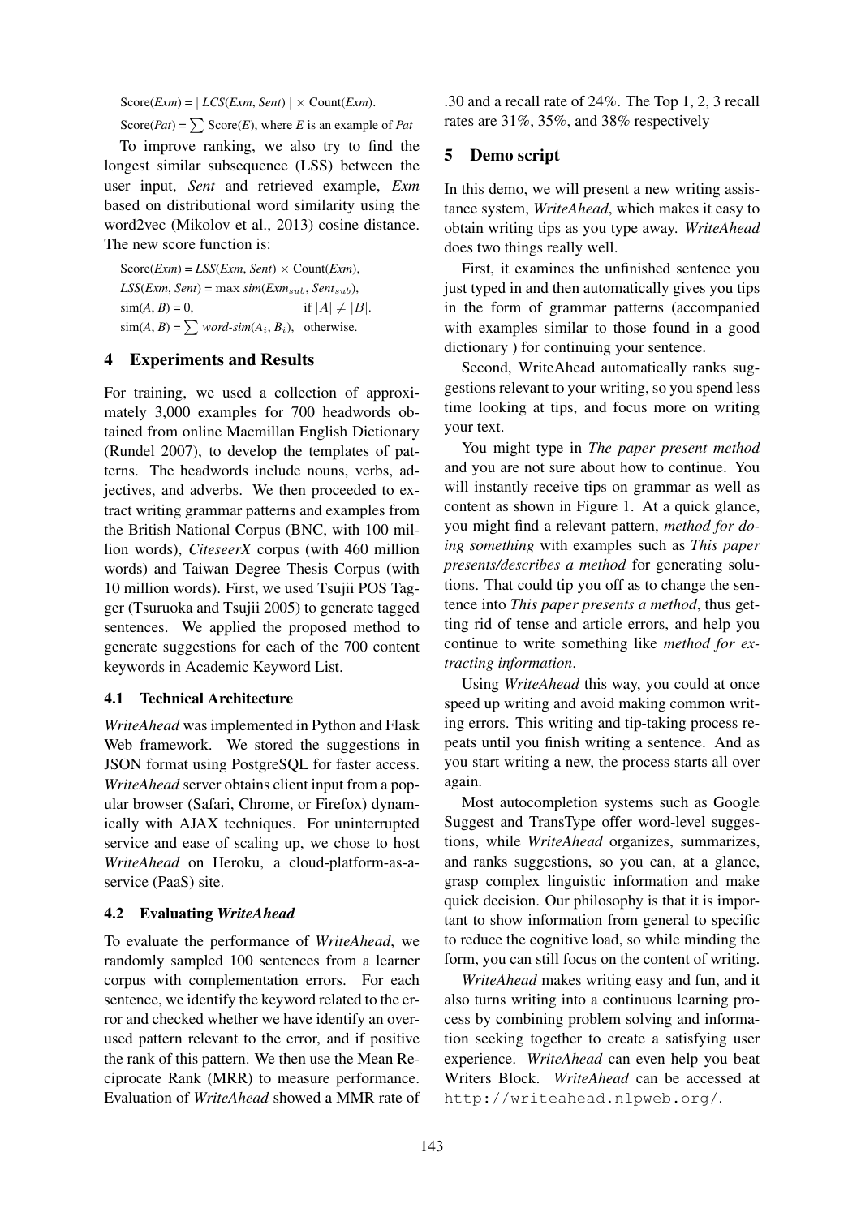Score(*Exm*) = | *LCS*(*Exm*, *Sent*) | × Count(*Exm*).

Score(*Pat*) = $\sum$ Score(*E*), where *E* is an example of *Pat*

To improve ranking, we also try to find the longest similar subsequence (LSS) between the user input, *Sent* and retrieved example, *Exm* based on distributional word similarity using the word2vec (Mikolov et al., 2013) cosine distance. The new score function is:

Score(*Exm*) = *LSS*(*Exm*, *Sent*) × Count(*Exm*),

*LSS*(*Exm*, *Sent*) = max $sim(Exm_{sub}, Sent_{sub})$,

sim(*A*, *B*) = 0, if $|A| \neq |B|$.

sim(*A*, *B*) = $\sum$ *word-sim*($A_i$, $B_i$), otherwise.

## 4 Experiments and Results

For training, we used a collection of approximately 3,000 examples for 700 headwords obtained from online Macmillan English Dictionary (Rundel 2007), to develop the templates of patterns. The headwords include nouns, verbs, adjectives, and adverbs. We then proceeded to extract writing grammar patterns and examples from the British National Corpus (BNC, with 100 million words), *CiteseerX* corpus (with 460 million words) and Taiwan Degree Thesis Corpus (with 10 million words). First, we used Tsujii POS Tagger (Tsuruoka and Tsujii 2005) to generate tagged sentences. We applied the proposed method to generate suggestions for each of the 700 content keywords in Academic Keyword List.

### 4.1 Technical Architecture

*WriteAhead* was implemented in Python and Flask Web framework. We stored the suggestions in JSON format using PostgreSQL for faster access. *WriteAhead* server obtains client input from a popular browser (Safari, Chrome, or Firefox) dynamically with AJAX techniques. For uninterrupted service and ease of scaling up, we chose to host *WriteAhead* on Heroku, a cloud-platform-as-a-service (PaaS) site.

### 4.2 Evaluating *WriteAhead*

To evaluate the performance of *WriteAhead*, we randomly sampled 100 sentences from a learner corpus with complementation errors. For each sentence, we identify the keyword related to the error and checked whether we have identify an overused pattern relevant to the error, and if positive the rank of this pattern. We then use the Mean Reciprocate Rank (MRR) to measure performance. Evaluation of *WriteAhead* showed a MMR rate of .30 and a recall rate of 24%. The Top 1, 2, 3 recall rates are 31%, 35%, and 38% respectively

## 5 Demo script

In this demo, we will present a new writing assistance system, *WriteAhead*, which makes it easy to obtain writing tips as you type away. *WriteAhead* does two things really well.

First, it examines the unfinished sentence you just typed in and then automatically gives you tips in the form of grammar patterns (accompanied with examples similar to those found in a good dictionary ) for continuing your sentence.

Second, WriteAhead automatically ranks suggestions relevant to your writing, so you spend less time looking at tips, and focus more on writing your text.

You might type in *The paper present method* and you are not sure about how to continue. You will instantly receive tips on grammar as well as content as shown in Figure 1. At a quick glance, you might find a relevant pattern, *method for doing something* with examples such as *This paper presents/describes a method* for generating solutions. That could tip you off as to change the sentence into *This paper presents a method*, thus getting rid of tense and article errors, and help you continue to write something like *method for extracting information*.

Using *WriteAhead* this way, you could at once speed up writing and avoid making common writing errors. This writing and tip-taking process repeats until you finish writing a sentence. And as you start writing a new, the process starts all over again.

Most autocompletion systems such as Google Suggest and TransType offer word-level suggestions, while *WriteAhead* organizes, summarizes, and ranks suggestions, so you can, at a glance, grasp complex linguistic information and make quick decision. Our philosophy is that it is important to show information from general to specific to reduce the cognitive load, so while minding the form, you can still focus on the content of writing.

*WriteAhead* makes writing easy and fun, and it also turns writing into a continuous learning process by combining problem solving and information seeking together to create a satisfying user experience. *WriteAhead* can even help you beat Writers Block. *WriteAhead* can be accessed at `http://writeahead.nlpweb.org/`.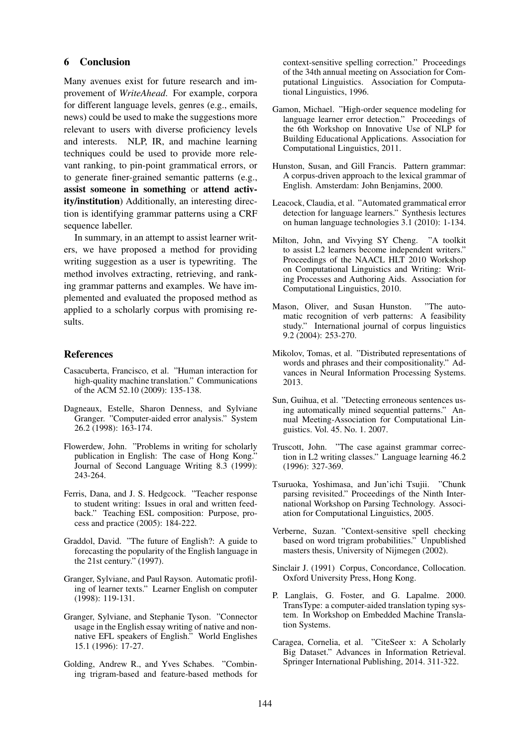## 6 Conclusion

Many avenues exist for future research and improvement of *WriteAhead*. For example, corpora for different language levels, genres (e.g., emails, news) could be used to make the suggestions more relevant to users with diverse proficiency levels and interests. NLP, IR, and machine learning techniques could be used to provide more relevant ranking, to pin-point grammatical errors, or to generate finer-grained semantic patterns (e.g., **assist someone in something** or **attend activity/institution**) Additionally, an interesting direction is identifying grammar patterns using a CRF sequence labeller.

In summary, in an attempt to assist learner writers, we have proposed a method for providing writing suggestion as a user is typewriting. The method involves extracting, retrieving, and ranking grammar patterns and examples. We have implemented and evaluated the proposed method as applied to a scholarly corpus with promising results.

## References

Casacuberta, Francisco, et al. "Human interaction for high-quality machine translation." Communications of the ACM 52.10 (2009): 135-138.

Dagneaux, Estelle, Sharon Denness, and Sylviane Granger. "Computer-aided error analysis." System 26.2 (1998): 163-174.

Flowerdew, John. "Problems in writing for scholarly publication in English: The case of Hong Kong." Journal of Second Language Writing 8.3 (1999): 243-264.

Ferris, Dana, and J. S. Hedgcock. "Teacher response to student writing: Issues in oral and written feedback." Teaching ESL composition: Purpose, process and practice (2005): 184-222.

Graddol, David. "The future of English?: A guide to forecasting the popularity of the English language in the 21st century." (1997).

Granger, Sylviane, and Paul Rayson. Automatic profiling of learner texts." Learner English on computer (1998): 119-131.

Granger, Sylviane, and Stephanie Tyson. "Connector usage in the English essay writing of native and non-native EFL speakers of English." World Englishes 15.1 (1996): 17-27.

Golding, Andrew R., and Yves Schabes. "Combining trigram-based and feature-based methods for context-sensitive spelling correction." Proceedings of the 34th annual meeting on Association for Computational Linguistics. Association for Computational Linguistics, 1996.

Gamon, Michael. "High-order sequence modeling for language learner error detection." Proceedings of the 6th Workshop on Innovative Use of NLP for Building Educational Applications. Association for Computational Linguistics, 2011.

Hunston, Susan, and Gill Francis. Pattern grammar: A corpus-driven approach to the lexical grammar of English. Amsterdam: John Benjamins, 2000.

Leacock, Claudia, et al. "Automated grammatical error detection for language learners." Synthesis lectures on human language technologies 3.1 (2010): 1-134.

Milton, John, and Vivying SY Cheng. "A toolkit to assist L2 learners become independent writers." Proceedings of the NAACL HLT 2010 Workshop on Computational Linguistics and Writing: Writing Processes and Authoring Aids. Association for Computational Linguistics, 2010.

Mason, Oliver, and Susan Hunston. "The automatic recognition of verb patterns: A feasibility study." International journal of corpus linguistics 9.2 (2004): 253-270.

Mikolov, Tomas, et al. "Distributed representations of words and phrases and their compositionality." Advances in Neural Information Processing Systems. 2013.

Sun, Guihua, et al. "Detecting erroneous sentences using automatically mined sequential patterns." Annual Meeting-Association for Computational Linguistics. Vol. 45. No. 1. 2007.

Truscott, John. "The case against grammar correction in L2 writing classes." Language learning 46.2 (1996): 327-369.

Tsuruoka, Yoshimasa, and Jun'ichi Tsujii. "Chunk parsing revisited." Proceedings of the Ninth International Workshop on Parsing Technology. Association for Computational Linguistics, 2005.

Verberne, Suzan. "Context-sensitive spell checking based on word trigram probabilities." Unpublished masters thesis, University of Nijmegen (2002).

Sinclair J. (1991) Corpus, Concordance, Collocation. Oxford University Press, Hong Kong.

P. Langlais, G. Foster, and G. Lapalme. 2000. TransType: a computer-aided translation typing system. In Workshop on Embedded Machine Translation Systems.

Caragea, Cornelia, et al. "CiteSeer x: A Scholarly Big Dataset." Advances in Information Retrieval. Springer International Publishing, 2014. 311-322.